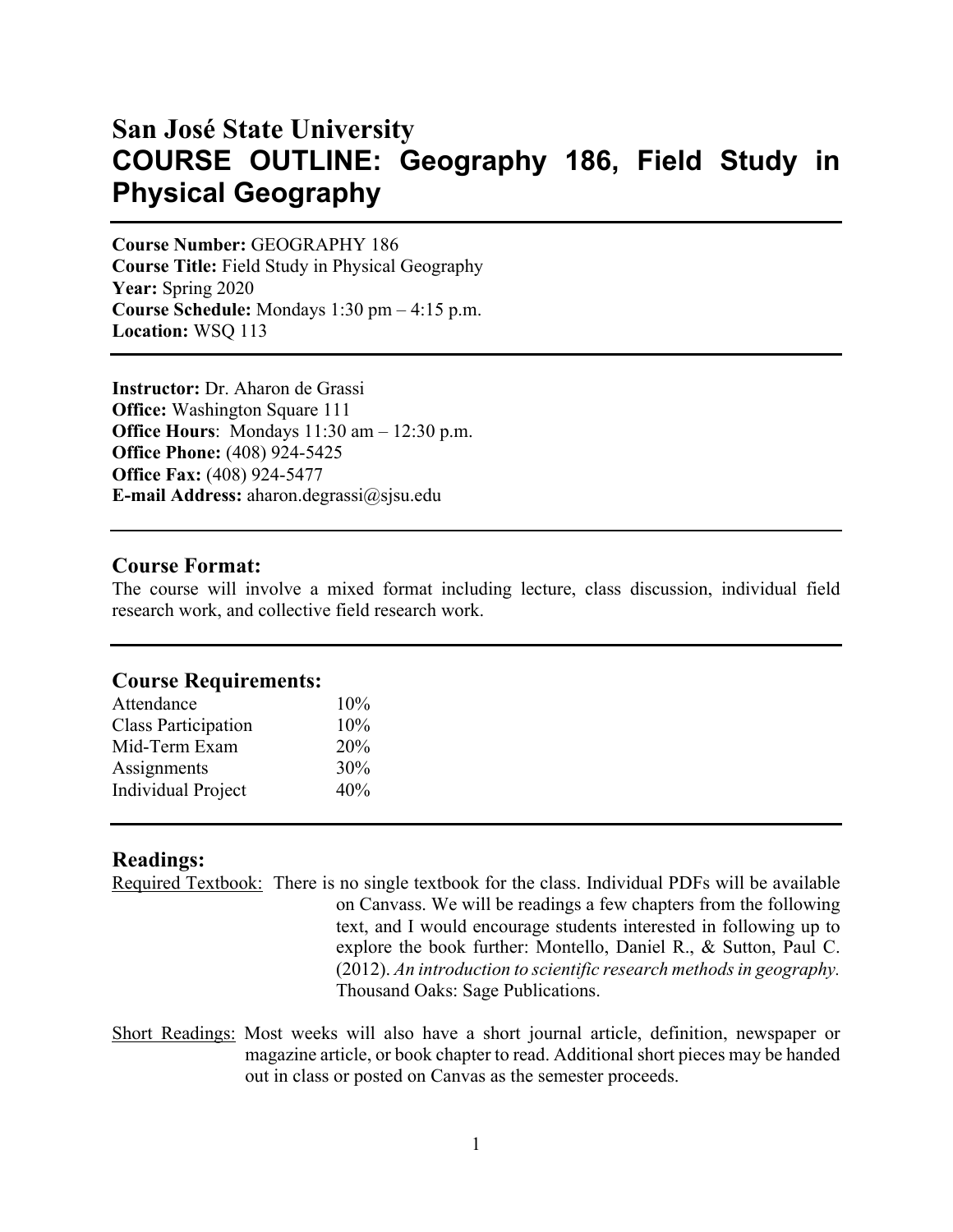# San José State University
# COURSE OUTLINE: Geography 186, Field Study in Physical Geography

**Course Number:** GEOGRAPHY 186
**Course Title:** Field Study in Physical Geography
**Year:** Spring 2020
**Course Schedule:** Mondays 1:30 pm – 4:15 p.m.
**Location:** WSQ 113

**Instructor:** Dr. Aharon de Grassi
**Office:** Washington Square 111
**Office Hours**: Mondays 11:30 am – 12:30 p.m.
**Office Phone:** (408) 924-5425
**Office Fax:** (408) 924-5477
**E-mail Address:** aharon.degrassi@sjsu.edu

## Course Format:

The course will involve a mixed format including lecture, class discussion, individual field research work, and collective field research work.

## Course Requirements:

| | |
|---|---|
| Attendance | 10% |
| Class Participation | 10% |
| Mid-Term Exam | 20% |
| Assignments | 30% |
| Individual Project | 40% |

## Readings:

Required Textbook: There is no single textbook for the class. Individual PDFs will be available on Canvass. We will be readings a few chapters from the following text, and I would encourage students interested in following up to explore the book further: Montello, Daniel R., & Sutton, Paul C. (2012). *An introduction to scientific research methods in geography.* Thousand Oaks: Sage Publications.

Short Readings: Most weeks will also have a short journal article, definition, newspaper or magazine article, or book chapter to read. Additional short pieces may be handed out in class or posted on Canvas as the semester proceeds.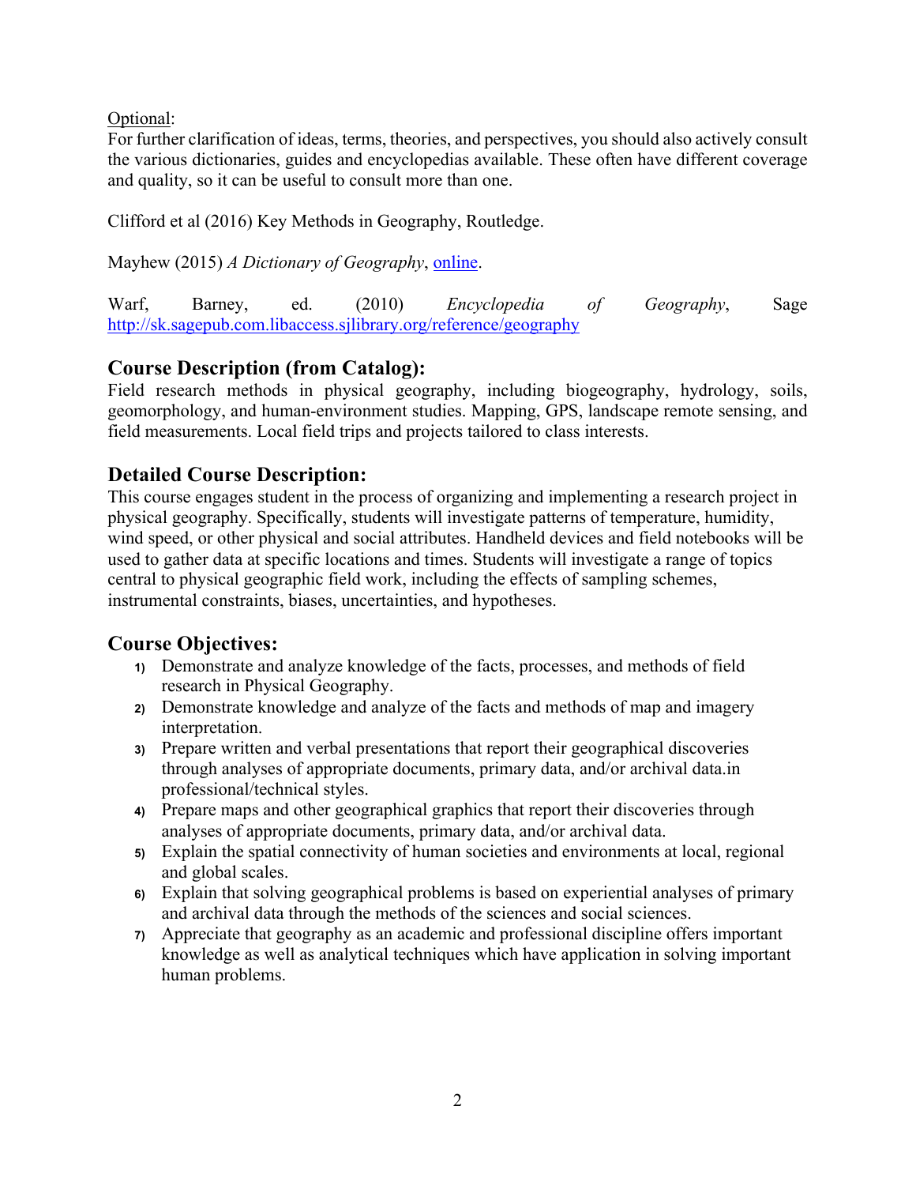Optional:
For further clarification of ideas, terms, theories, and perspectives, you should also actively consult the various dictionaries, guides and encyclopedias available. These often have different coverage and quality, so it can be useful to consult more than one.

Clifford et al (2016) Key Methods in Geography, Routledge.

Mayhew (2015) *A Dictionary of Geography*, [online](online).

Warf, Barney, ed. (2010) *Encyclopedia of Geography*, Sage http://sk.sagepub.com.libaccess.sjlibrary.org/reference/geography

## Course Description (from Catalog):

Field research methods in physical geography, including biogeography, hydrology, soils, geomorphology, and human-environment studies. Mapping, GPS, landscape remote sensing, and field measurements. Local field trips and projects tailored to class interests.

## Detailed Course Description:

This course engages student in the process of organizing and implementing a research project in physical geography. Specifically, students will investigate patterns of temperature, humidity, wind speed, or other physical and social attributes. Handheld devices and field notebooks will be used to gather data at specific locations and times. Students will investigate a range of topics central to physical geographic field work, including the effects of sampling schemes, instrumental constraints, biases, uncertainties, and hypotheses.

## Course Objectives:

1) Demonstrate and analyze knowledge of the facts, processes, and methods of field research in Physical Geography.
2) Demonstrate knowledge and analyze of the facts and methods of map and imagery interpretation.
3) Prepare written and verbal presentations that report their geographical discoveries through analyses of appropriate documents, primary data, and/or archival data.in professional/technical styles.
4) Prepare maps and other geographical graphics that report their discoveries through analyses of appropriate documents, primary data, and/or archival data.
5) Explain the spatial connectivity of human societies and environments at local, regional and global scales.
6) Explain that solving geographical problems is based on experiential analyses of primary and archival data through the methods of the sciences and social sciences.
7) Appreciate that geography as an academic and professional discipline offers important knowledge as well as analytical techniques which have application in solving important human problems.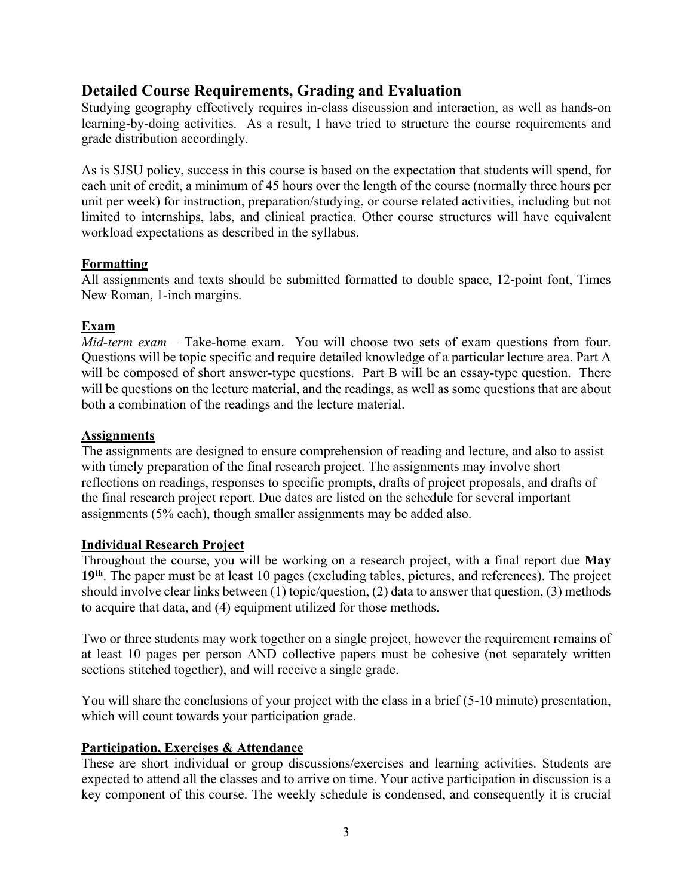## Detailed Course Requirements, Grading and Evaluation

Studying geography effectively requires in-class discussion and interaction, as well as hands-on learning-by-doing activities. As a result, I have tried to structure the course requirements and grade distribution accordingly.

As is SJSU policy, success in this course is based on the expectation that students will spend, for each unit of credit, a minimum of 45 hours over the length of the course (normally three hours per unit per week) for instruction, preparation/studying, or course related activities, including but not limited to internships, labs, and clinical practica. Other course structures will have equivalent workload expectations as described in the syllabus.

### Formatting

All assignments and texts should be submitted formatted to double space, 12-point font, Times New Roman, 1-inch margins.

### Exam

*Mid-term exam* – Take-home exam. You will choose two sets of exam questions from four. Questions will be topic specific and require detailed knowledge of a particular lecture area. Part A will be composed of short answer-type questions. Part B will be an essay-type question. There will be questions on the lecture material, and the readings, as well as some questions that are about both a combination of the readings and the lecture material.

### Assignments

The assignments are designed to ensure comprehension of reading and lecture, and also to assist with timely preparation of the final research project. The assignments may involve short reflections on readings, responses to specific prompts, drafts of project proposals, and drafts of the final research project report. Due dates are listed on the schedule for several important assignments (5% each), though smaller assignments may be added also.

### Individual Research Project

Throughout the course, you will be working on a research project, with a final report due **May 19th**. The paper must be at least 10 pages (excluding tables, pictures, and references). The project should involve clear links between (1) topic/question, (2) data to answer that question, (3) methods to acquire that data, and (4) equipment utilized for those methods.

Two or three students may work together on a single project, however the requirement remains of at least 10 pages per person AND collective papers must be cohesive (not separately written sections stitched together), and will receive a single grade.

You will share the conclusions of your project with the class in a brief (5-10 minute) presentation, which will count towards your participation grade.

### Participation, Exercises & Attendance

These are short individual or group discussions/exercises and learning activities. Students are expected to attend all the classes and to arrive on time. Your active participation in discussion is a key component of this course. The weekly schedule is condensed, and consequently it is crucial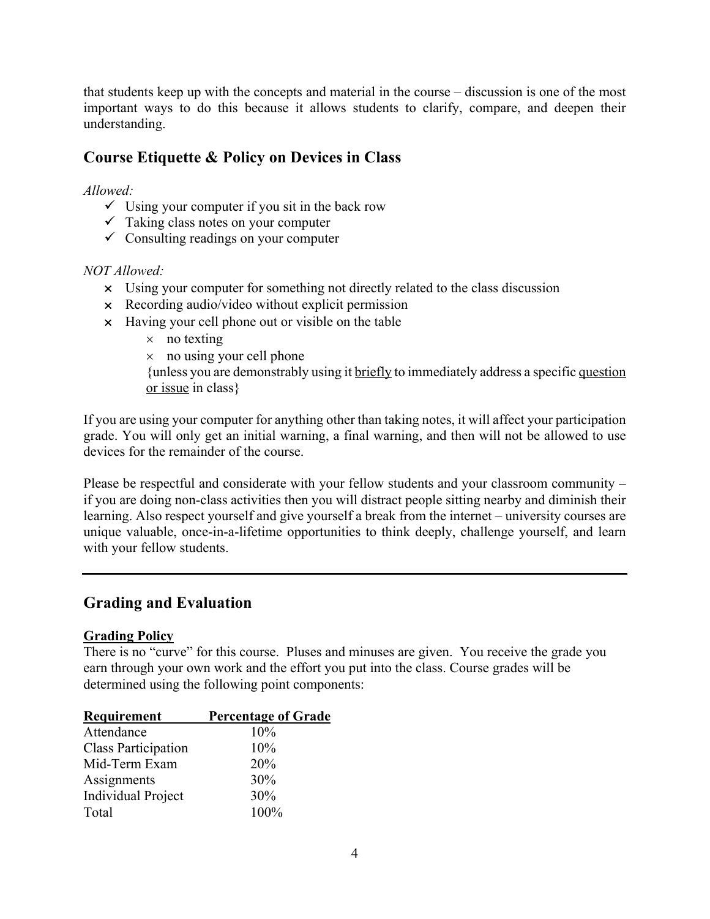that students keep up with the concepts and material in the course – discussion is one of the most important ways to do this because it allows students to clarify, compare, and deepen their understanding.

## Course Etiquette & Policy on Devices in Class

*Allowed:*

- ✓ Using your computer if you sit in the back row
- ✓ Taking class notes on your computer
- ✓ Consulting readings on your computer

*NOT Allowed:*

- × Using your computer for something not directly related to the class discussion
- × Recording audio/video without explicit permission
- × Having your cell phone out or visible on the table
    - × no texting
    - × no using your cell phone

    {unless you are demonstrably using it <u>briefly</u> to immediately address a specific <u>question or issue</u> in class}

If you are using your computer for anything other than taking notes, it will affect your participation grade. You will only get an initial warning, a final warning, and then will not be allowed to use devices for the remainder of the course.

Please be respectful and considerate with your fellow students and your classroom community – if you are doing non-class activities then you will distract people sitting nearby and diminish their learning. Also respect yourself and give yourself a break from the internet – university courses are unique valuable, once-in-a-lifetime opportunities to think deeply, challenge yourself, and learn with your fellow students.

---

## Grading and Evaluation

**<u>Grading Policy</u>**

There is no "curve" for this course. Pluses and minuses are given. You receive the grade you earn through your own work and the effort you put into the class. Course grades will be determined using the following point components:

| Requirement | Percentage of Grade |
|---|---|
| Attendance | 10% |
| Class Participation | 10% |
| Mid-Term Exam | 20% |
| Assignments | 30% |
| Individual Project | 30% |
| Total | 100% |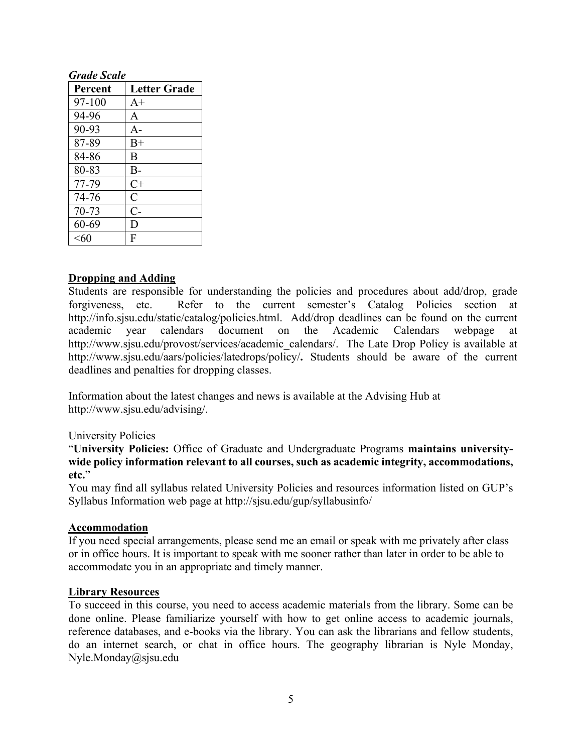***Grade Scale***

| Percent | Letter Grade |
|---|---|
| 97-100 | A+ |
| 94-96 | A |
| 90-93 | A- |
| 87-89 | B+ |
| 84-86 | B |
| 80-83 | B- |
| 77-79 | C+ |
| 74-76 | C |
| 70-73 | C- |
| 60-69 | D |
| <60 | F |

**Dropping and Adding**

Students are responsible for understanding the policies and procedures about add/drop, grade forgiveness, etc. Refer to the current semester's Catalog Policies section at http://info.sjsu.edu/static/catalog/policies.html. Add/drop deadlines can be found on the current academic year calendars document on the Academic Calendars webpage at http://www.sjsu.edu/provost/services/academic_calendars/. The Late Drop Policy is available at http://www.sjsu.edu/aars/policies/latedrops/policy/**.** Students should be aware of the current deadlines and penalties for dropping classes.

Information about the latest changes and news is available at the Advising Hub at http://www.sjsu.edu/advising/.

University Policies

"**University Policies:** Office of Graduate and Undergraduate Programs **maintains university-wide policy information relevant to all courses, such as academic integrity, accommodations, etc.**"

You may find all syllabus related University Policies and resources information listed on GUP's Syllabus Information web page at http://sjsu.edu/gup/syllabusinfo/

**Accommodation**

If you need special arrangements, please send me an email or speak with me privately after class or in office hours. It is important to speak with me sooner rather than later in order to be able to accommodate you in an appropriate and timely manner.

**Library Resources**

To succeed in this course, you need to access academic materials from the library. Some can be done online. Please familiarize yourself with how to get online access to academic journals, reference databases, and e-books via the library. You can ask the librarians and fellow students, do an internet search, or chat in office hours. The geography librarian is Nyle Monday, Nyle.Monday@sjsu.edu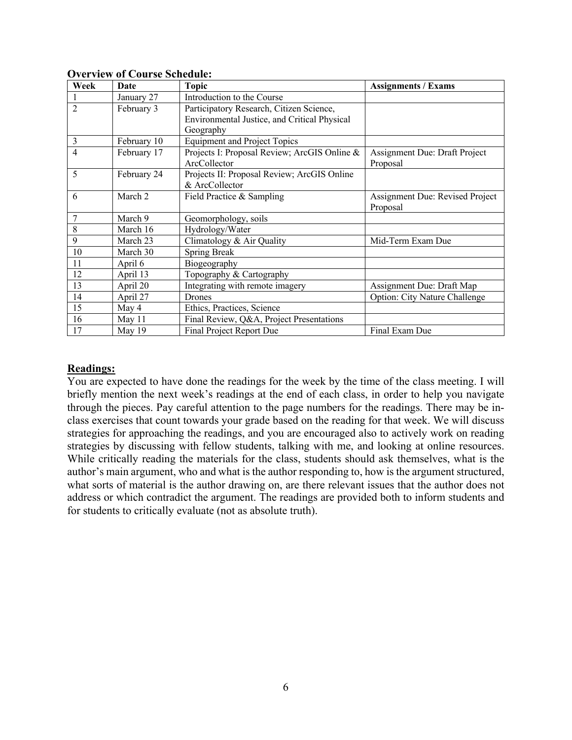**Overview of Course Schedule:**

| Week | Date | Topic | Assignments / Exams |
|---|---|---|---|
| 1 | January 27 | Introduction to the Course | |
| 2 | February 3 | Participatory Research, Citizen Science, Environmental Justice, and Critical Physical Geography | |
| 3 | February 10 | Equipment and Project Topics | |
| 4 | February 17 | Projects I: Proposal Review; ArcGIS Online & ArcCollector | Assignment Due: Draft Project Proposal |
| 5 | February 24 | Projects II: Proposal Review; ArcGIS Online & ArcCollector | |
| 6 | March 2 | Field Practice & Sampling | Assignment Due: Revised Project Proposal |
| 7 | March 9 | Geomorphology, soils | |
| 8 | March 16 | Hydrology/Water | |
| 9 | March 23 | Climatology & Air Quality | Mid-Term Exam Due |
| 10 | March 30 | Spring Break | |
| 11 | April 6 | Biogeography | |
| 12 | April 13 | Topography & Cartography | |
| 13 | April 20 | Integrating with remote imagery | Assignment Due: Draft Map |
| 14 | April 27 | Drones | Option: City Nature Challenge |
| 15 | May 4 | Ethics, Practices, Science | |
| 16 | May 11 | Final Review, Q&A, Project Presentations | |
| 17 | May 19 | Final Project Report Due | Final Exam Due |

**Readings:**

You are expected to have done the readings for the week by the time of the class meeting. I will briefly mention the next week's readings at the end of each class, in order to help you navigate through the pieces. Pay careful attention to the page numbers for the readings. There may be in-class exercises that count towards your grade based on the reading for that week. We will discuss strategies for approaching the readings, and you are encouraged also to actively work on reading strategies by discussing with fellow students, talking with me, and looking at online resources. While critically reading the materials for the class, students should ask themselves, what is the author's main argument, who and what is the author responding to, how is the argument structured, what sorts of material is the author drawing on, are there relevant issues that the author does not address or which contradict the argument. The readings are provided both to inform students and for students to critically evaluate (not as absolute truth).